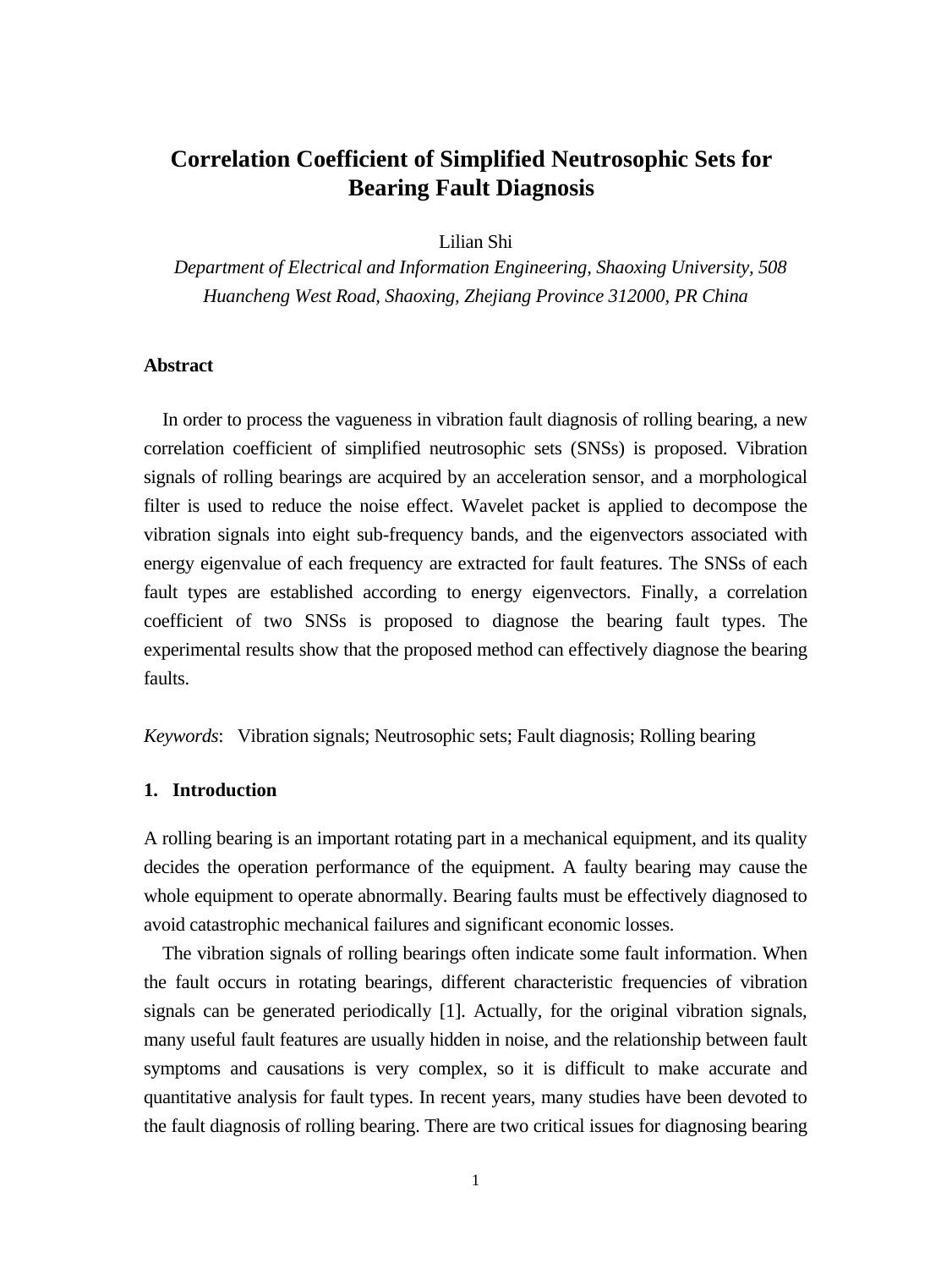# Correlation Coefficient of Simplified Neutrosophic Sets for Bearing Fault Diagnosis

Lilian Shi

*Department of Electrical and Information Engineering, Shaoxing University, 508 Huancheng West Road, Shaoxing, Zhejiang Province 312000, PR China*

## Abstract

In order to process the vagueness in vibration fault diagnosis of rolling bearing, a new correlation coefficient of simplified neutrosophic sets (SNSs) is proposed. Vibration signals of rolling bearings are acquired by an acceleration sensor, and a morphological filter is used to reduce the noise effect. Wavelet packet is applied to decompose the vibration signals into eight sub-frequency bands, and the eigenvectors associated with energy eigenvalue of each frequency are extracted for fault features. The SNSs of each fault types are established according to energy eigenvectors. Finally, a correlation coefficient of two SNSs is proposed to diagnose the bearing fault types. The experimental results show that the proposed method can effectively diagnose the bearing faults.

*Keywords*: Vibration signals; Neutrosophic sets; Fault diagnosis; Rolling bearing

## 1. Introduction

A rolling bearing is an important rotating part in a mechanical equipment, and its quality decides the operation performance of the equipment. A faulty bearing may cause the whole equipment to operate abnormally. Bearing faults must be effectively diagnosed to avoid catastrophic mechanical failures and significant economic losses.

The vibration signals of rolling bearings often indicate some fault information. When the fault occurs in rotating bearings, different characteristic frequencies of vibration signals can be generated periodically [1]. Actually, for the original vibration signals, many useful fault features are usually hidden in noise, and the relationship between fault symptoms and causations is very complex, so it is difficult to make accurate and quantitative analysis for fault types. In recent years, many studies have been devoted to the fault diagnosis of rolling bearing. There are two critical issues for diagnosing bearing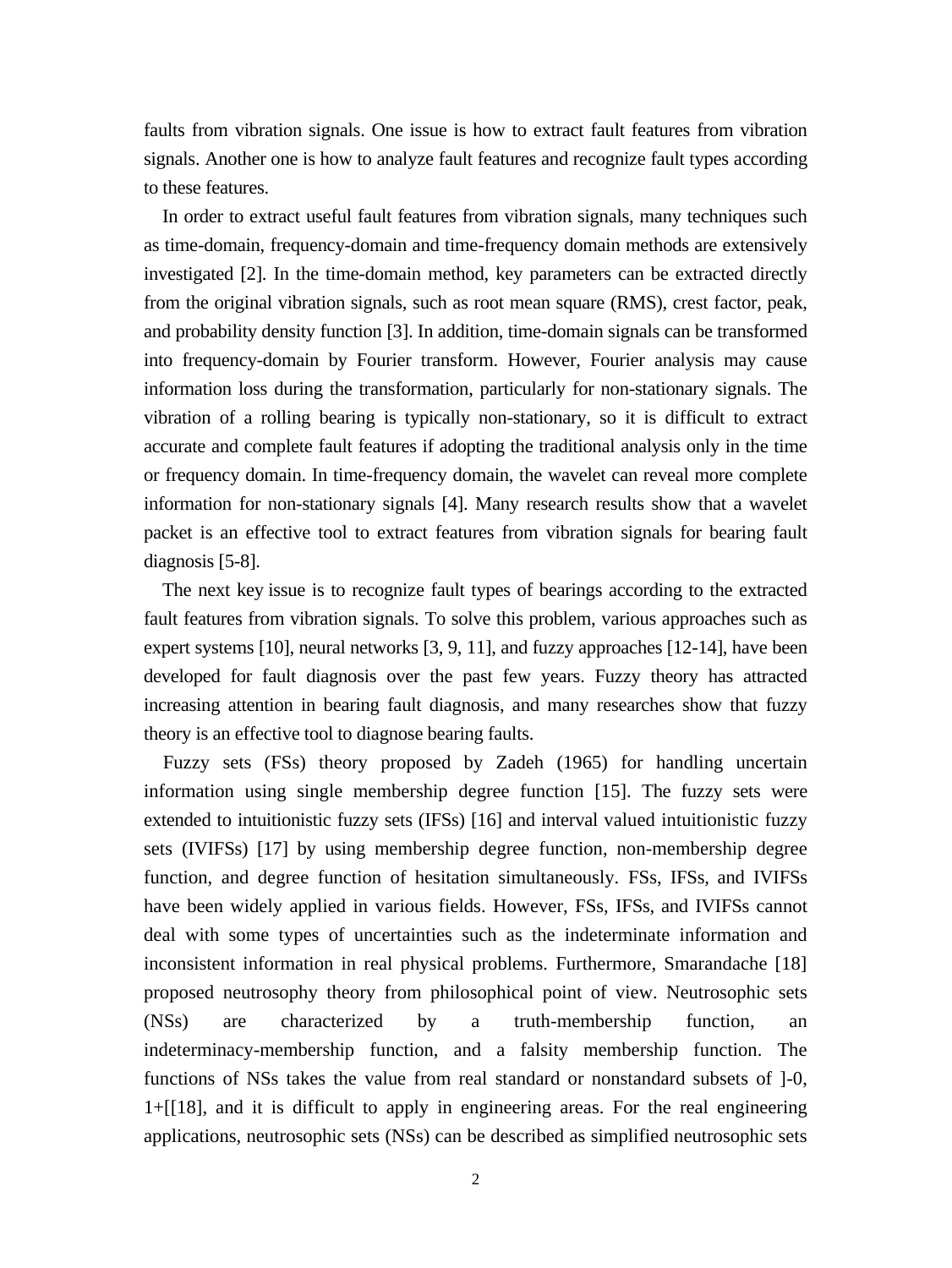faults from vibration signals. One issue is how to extract fault features from vibration signals. Another one is how to analyze fault features and recognize fault types according to these features.

In order to extract useful fault features from vibration signals, many techniques such as time-domain, frequency-domain and time-frequency domain methods are extensively investigated [2]. In the time-domain method, key parameters can be extracted directly from the original vibration signals, such as root mean square (RMS), crest factor, peak, and probability density function [3]. In addition, time-domain signals can be transformed into frequency-domain by Fourier transform. However, Fourier analysis may cause information loss during the transformation, particularly for non-stationary signals. The vibration of a rolling bearing is typically non-stationary, so it is difficult to extract accurate and complete fault features if adopting the traditional analysis only in the time or frequency domain. In time-frequency domain, the wavelet can reveal more complete information for non-stationary signals [4]. Many research results show that a wavelet packet is an effective tool to extract features from vibration signals for bearing fault diagnosis [5-8].

The next key issue is to recognize fault types of bearings according to the extracted fault features from vibration signals. To solve this problem, various approaches such as expert systems [10], neural networks [3, 9, 11], and fuzzy approaches [12-14], have been developed for fault diagnosis over the past few years. Fuzzy theory has attracted increasing attention in bearing fault diagnosis, and many researches show that fuzzy theory is an effective tool to diagnose bearing faults.

Fuzzy sets (FSs) theory proposed by Zadeh (1965) for handling uncertain information using single membership degree function [15]. The fuzzy sets were extended to intuitionistic fuzzy sets (IFSs) [16] and interval valued intuitionistic fuzzy sets (IVIFSs) [17] by using membership degree function, non-membership degree function, and degree function of hesitation simultaneously. FSs, IFSs, and IVIFSs have been widely applied in various fields. However, FSs, IFSs, and IVIFSs cannot deal with some types of uncertainties such as the indeterminate information and inconsistent information in real physical problems. Furthermore, Smarandache [18] proposed neutrosophy theory from philosophical point of view. Neutrosophic sets (NSs) are characterized by a truth-membership function, an indeterminacy-membership function, and a falsity membership function. The functions of NSs takes the value from real standard or nonstandard subsets of ]-0, 1+[[18], and it is difficult to apply in engineering areas. For the real engineering applications, neutrosophic sets (NSs) can be described as simplified neutrosophic sets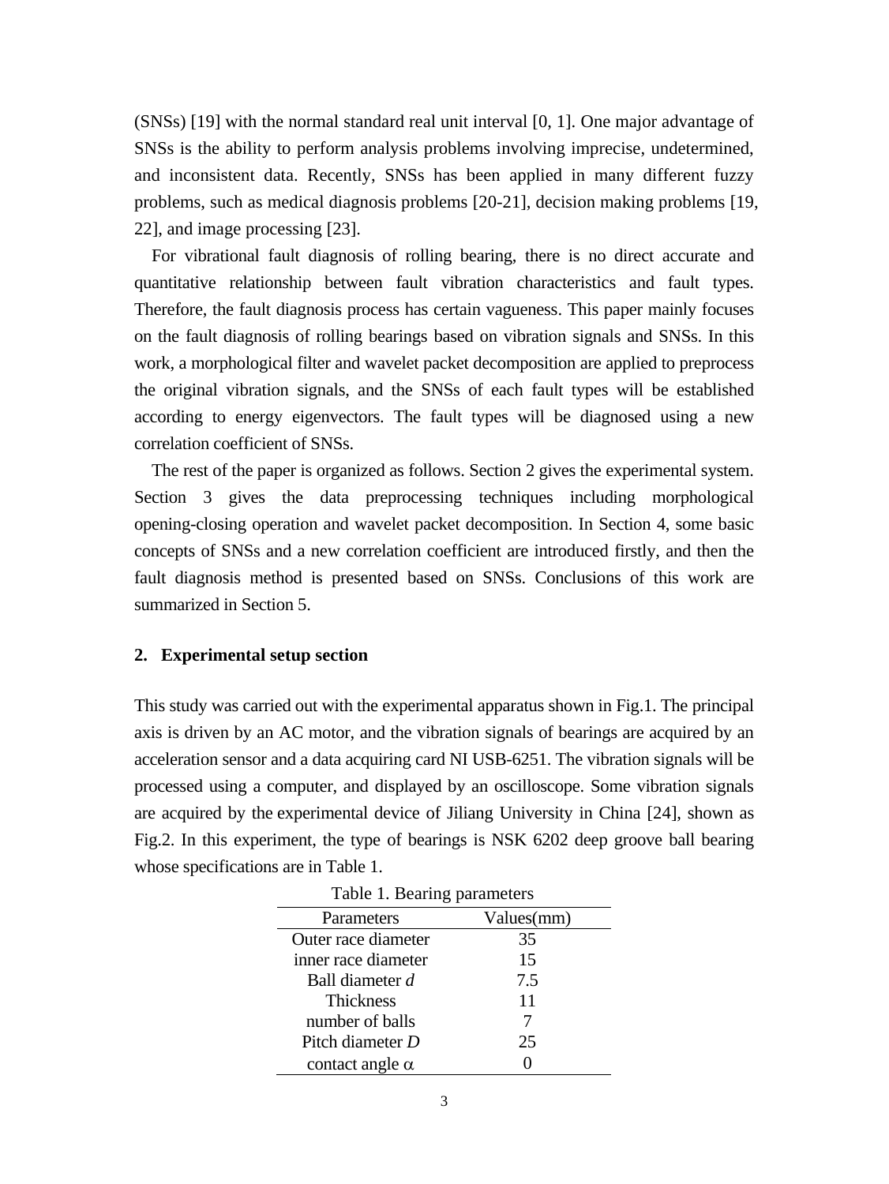(SNSs) [19] with the normal standard real unit interval [0, 1]. One major advantage of SNSs is the ability to perform analysis problems involving imprecise, undetermined, and inconsistent data. Recently, SNSs has been applied in many different fuzzy problems, such as medical diagnosis problems [20-21], decision making problems [19, 22], and image processing [23].

For vibrational fault diagnosis of rolling bearing, there is no direct accurate and quantitative relationship between fault vibration characteristics and fault types. Therefore, the fault diagnosis process has certain vagueness. This paper mainly focuses on the fault diagnosis of rolling bearings based on vibration signals and SNSs. In this work, a morphological filter and wavelet packet decomposition are applied to preprocess the original vibration signals, and the SNSs of each fault types will be established according to energy eigenvectors. The fault types will be diagnosed using a new correlation coefficient of SNSs.

The rest of the paper is organized as follows. Section 2 gives the experimental system. Section 3 gives the data preprocessing techniques including morphological opening-closing operation and wavelet packet decomposition. In Section 4, some basic concepts of SNSs and a new correlation coefficient are introduced firstly, and then the fault diagnosis method is presented based on SNSs. Conclusions of this work are summarized in Section 5.

## 2. Experimental setup section

This study was carried out with the experimental apparatus shown in Fig.1. The principal axis is driven by an AC motor, and the vibration signals of bearings are acquired by an acceleration sensor and a data acquiring card NI USB-6251. The vibration signals will be processed using a computer, and displayed by an oscilloscope. Some vibration signals are acquired by the experimental device of Jiliang University in China [24], shown as Fig.2. In this experiment, the type of bearings is NSK 6202 deep groove ball bearing whose specifications are in Table 1.

Table 1. Bearing parameters

| Parameters | Values(mm) |
|---|---|
| Outer race diameter | 35 |
| inner race diameter | 15 |
| Ball diameter $d$ | 7.5 |
| Thickness | 11 |
| number of balls | 7 |
| Pitch diameter $D$ | 25 |
| contact angle $\alpha$ | 0 |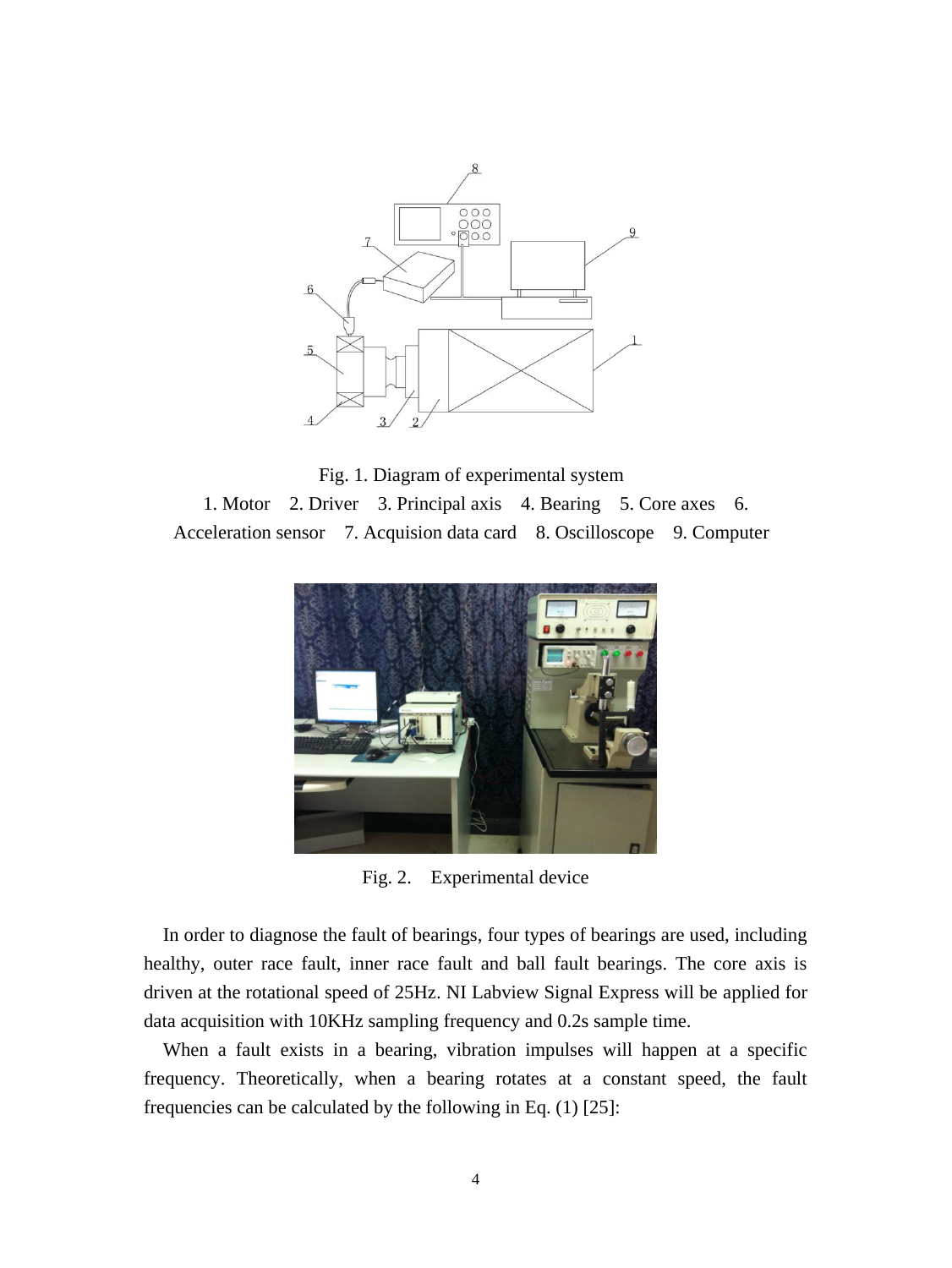Fig. 1. Diagram of experimental system

1. Motor 2. Driver 3. Principal axis 4. Bearing 5. Core axes 6. Acceleration sensor 7. Acquision data card 8. Oscilloscope 9. Computer

Fig. 2. Experimental device

In order to diagnose the fault of bearings, four types of bearings are used, including healthy, outer race fault, inner race fault and ball fault bearings. The core axis is driven at the rotational speed of 25Hz. NI Labview Signal Express will be applied for data acquisition with 10KHz sampling frequency and 0.2s sample time.

When a fault exists in a bearing, vibration impulses will happen at a specific frequency. Theoretically, when a bearing rotates at a constant speed, the fault frequencies can be calculated by the following in Eq. (1) [25]: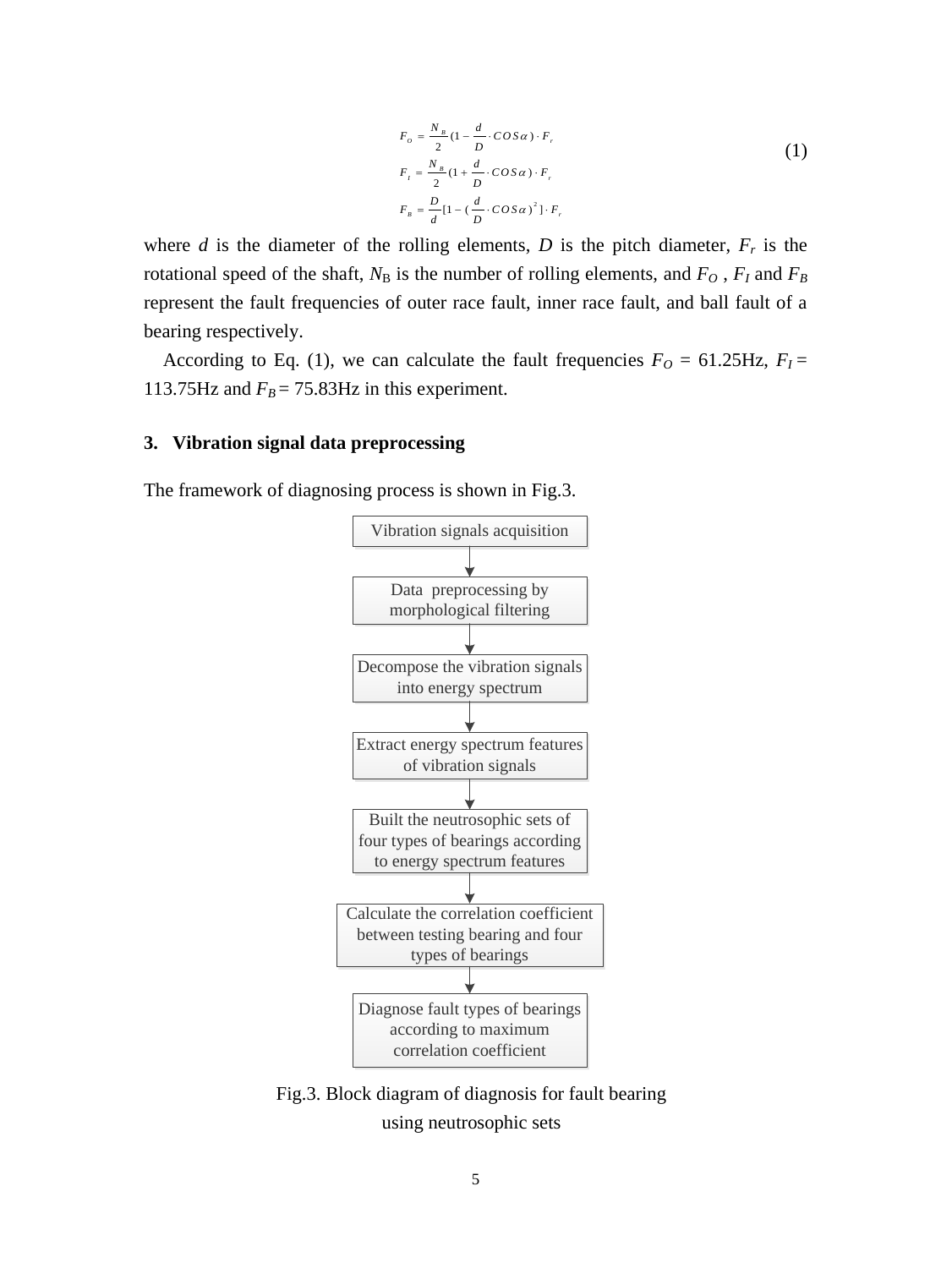$$
\begin{aligned}
F_O &= \frac{N_B}{2}(1 - \frac{d}{D} \cdot COS\alpha) \cdot F_r \\
F_I &= \frac{N_B}{2}(1 + \frac{d}{D} \cdot COS\alpha) \cdot F_r \\
F_B &= \frac{D}{d}[1 - (\frac{d}{D} \cdot COS\alpha)^2] \cdot F_r
\end{aligned}
\tag{1}
$$

where $d$ is the diameter of the rolling elements, $D$ is the pitch diameter, $F_r$ is the rotational speed of the shaft, $N_B$ is the number of rolling elements, and $F_O$ , $F_I$ and $F_B$ represent the fault frequencies of outer race fault, inner race fault, and ball fault of a bearing respectively.

According to Eq. (1), we can calculate the fault frequencies $F_O$ = 61.25Hz, $F_I$ = 113.75Hz and $F_B$ = 75.83Hz in this experiment.

## 3. Vibration signal data preprocessing

The framework of diagnosing process is shown in Fig.3.

Vibration signals acquisition
↓
Data preprocessing by morphological filtering
↓
Decompose the vibration signals into energy spectrum
↓
Extract energy spectrum features of vibration signals
↓
Built the neutrosophic sets of four types of bearings according to energy spectrum features
↓
Calculate the correlation coefficient between testing bearing and four types of bearings
↓
Diagnose fault types of bearings according to maximum correlation coefficient

Fig.3. Block diagram of diagnosis for fault bearing using neutrosophic sets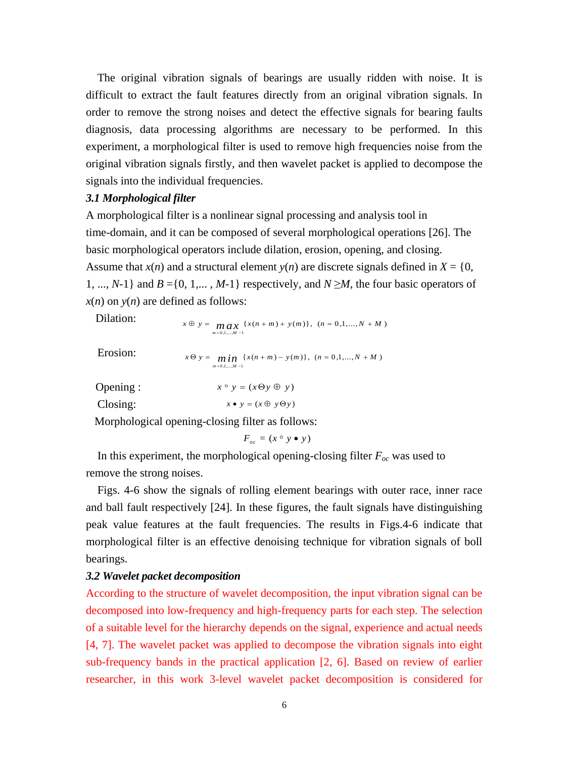The original vibration signals of bearings are usually ridden with noise. It is difficult to extract the fault features directly from an original vibration signals. In order to remove the strong noises and detect the effective signals for bearing faults diagnosis, data processing algorithms are necessary to be performed. In this experiment, a morphological filter is used to remove high frequencies noise from the original vibration signals firstly, and then wavelet packet is applied to decompose the signals into the individual frequencies.

### *3.1 Morphological filter*

A morphological filter is a nonlinear signal processing and analysis tool in time-domain, and it can be composed of several morphological operations [26]. The basic morphological operators include dilation, erosion, opening, and closing. Assume that $x(n)$ and a structural element $y(n)$ are discrete signals defined in $X = \{0, 1, ..., N\text{-}1\}$ and $B = \{0, 1, ..., M\text{-}1\}$ respectively, and $N \geq M$, the four basic operators of $x(n)$ on $y(n)$ are defined as follows:

Dilation:
$$x \oplus y = \max_{m=0,1,...,M-1} \{x(n+m) + y(m)\}, \ (n = 0,1,...,N+M)$$

Erosion:
$$x \Theta y = \min_{m=0,1,...,M-1} \{x(n+m) - y(m)\}, \ (n = 0,1,...,N+M)$$

Opening:
$$x \circ y = (x \Theta y \oplus y)$$

Closing:
$$x \bullet y = (x \oplus y \Theta y)$$

Morphological opening-closing filter as follows:

$$F_{oc} = (x \circ y \bullet y)$$

In this experiment, the morphological opening-closing filter $F_{oc}$ was used to remove the strong noises.

Figs. 4-6 show the signals of rolling element bearings with outer race, inner race and ball fault respectively [24]. In these figures, the fault signals have distinguishing peak value features at the fault frequencies. The results in Figs.4-6 indicate that morphological filter is an effective denoising technique for vibration signals of boll bearings.

### *3.2 Wavelet packet decomposition*

According to the structure of wavelet decomposition, the input vibration signal can be decomposed into low-frequency and high-frequency parts for each step. The selection of a suitable level for the hierarchy depends on the signal, experience and actual needs [4, 7]. The wavelet packet was applied to decompose the vibration signals into eight sub-frequency bands in the practical application [2, 6]. Based on review of earlier researcher, in this work 3-level wavelet packet decomposition is considered for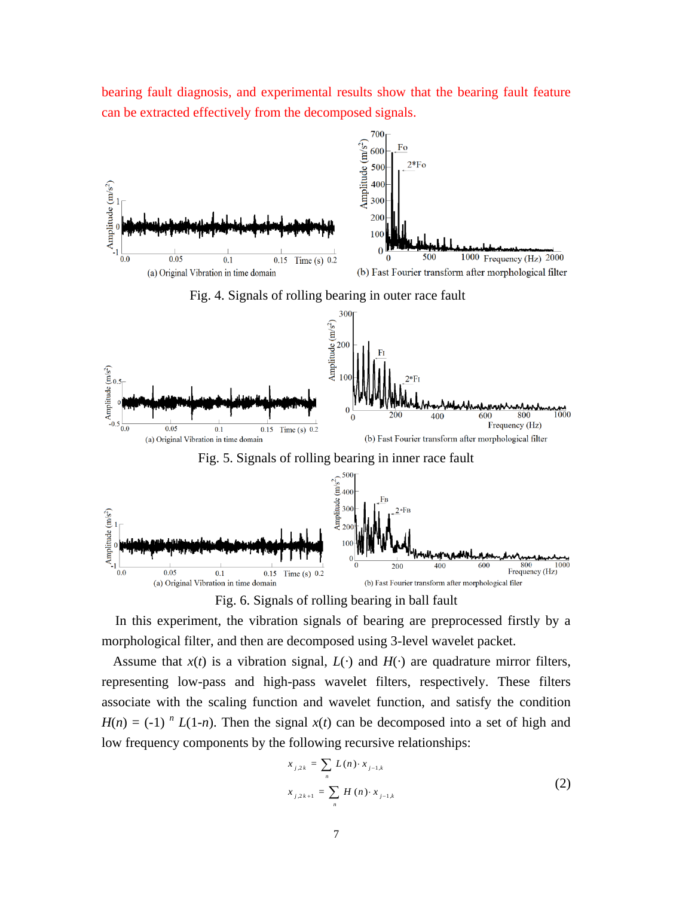bearing fault diagnosis, and experimental results show that the bearing fault feature can be extracted effectively from the decomposed signals.

(a) Original Vibration in time domain

(b) Fast Fourier transform after morphological filter

Fig. 4. Signals of rolling bearing in outer race fault

(a) Original Vibration in time domain

(b) Fast Fourier transform after morphological filter

Fig. 5. Signals of rolling bearing in inner race fault

(a) Original Vibration in time domain

(b) Fast Fourier transform after morphological filer

Fig. 6. Signals of rolling bearing in ball fault

In this experiment, the vibration signals of bearing are preprocessed firstly by a morphological filter, and then are decomposed using 3-level wavelet packet.

Assume that $x(t)$ is a vibration signal, $L(\cdot)$ and $H(\cdot)$ are quadrature mirror filters, representing low-pass and high-pass wavelet filters, respectively. These filters associate with the scaling function and wavelet function, and satisfy the condition $H(n) = (-1)^{n} L(1-n)$. Then the signal $x(t)$ can be decomposed into a set of high and low frequency components by the following recursive relationships:

$$
\begin{aligned}
x_{j,2k} &= \sum_{n} L(n) \cdot x_{j-1,k} \\
x_{j,2k+1} &= \sum_{n} H(n) \cdot x_{j-1,k}
\end{aligned} \tag{2}
$$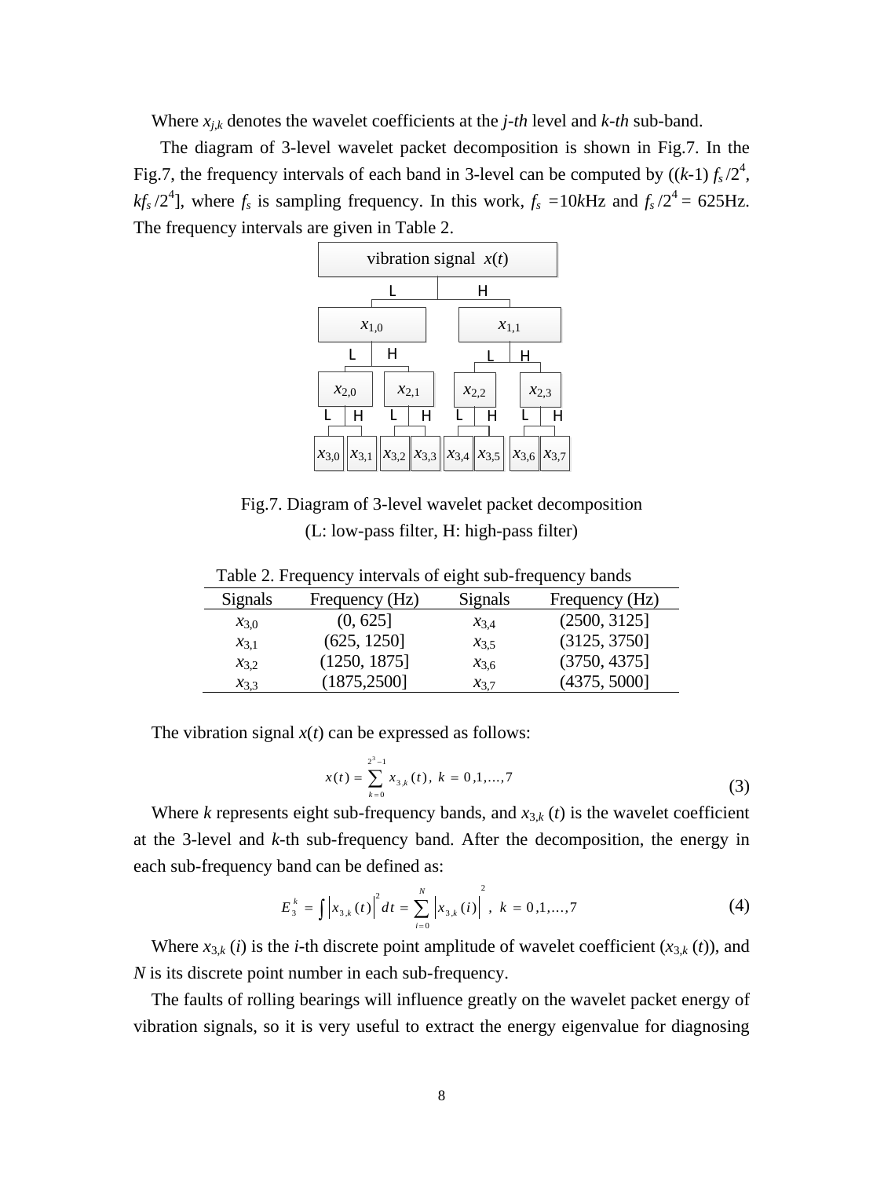Where $x_{j,k}$ denotes the wavelet coefficients at the *j-th* level and *k-th* sub-band.

The diagram of 3-level wavelet packet decomposition is shown in Fig.7. In the Fig.7, the frequency intervals of each band in 3-level can be computed by $((k\text{-}1) f_s/2^4, kf_s/2^4]$, where $f_s$ is sampling frequency. In this work, $f_s$ =10kHz and $f_s/2^4$ = 625Hz. The frequency intervals are given in Table 2.

Fig.7. Diagram of 3-level wavelet packet decomposition

(L: low-pass filter, H: high-pass filter)

Table 2. Frequency intervals of eight sub-frequency bands

| Signals | Frequency (Hz) | Signals | Frequency (Hz) |
|---|---|---|---|
| $x_{3,0}$ | (0, 625] | $x_{3,4}$ | (2500, 3125] |
| $x_{3,1}$ | (625, 1250] | $x_{3,5}$ | (3125, 3750] |
| $x_{3,2}$ | (1250, 1875] | $x_{3,6}$ | (3750, 4375] |
| $x_{3,3}$ | (1875,2500] | $x_{3,7}$ | (4375, 5000] |

The vibration signal $x(t)$ can be expressed as follows:

$$x(t) = \sum_{k=0}^{2^3-1} x_{3,k}(t),\ k = 0,1,\ldots,7 \tag{3}$$

Where $k$ represents eight sub-frequency bands, and $x_{3,k}(t)$ is the wavelet coefficient at the 3-level and $k$-th sub-frequency band. After the decomposition, the energy in each sub-frequency band can be defined as:

$$E_3^k = \int \left| x_{3,k}(t) \right|^2 dt = \sum_{i=0}^{N} \left| x_{3,k}(i) \right|^2,\ k = 0,1,\ldots,7 \tag{4}$$

Where $x_{3,k}(i)$ is the $i$-th discrete point amplitude of wavelet coefficient ($x_{3,k}(t)$), and $N$ is its discrete point number in each sub-frequency.

The faults of rolling bearings will influence greatly on the wavelet packet energy of vibration signals, so it is very useful to extract the energy eigenvalue for diagnosing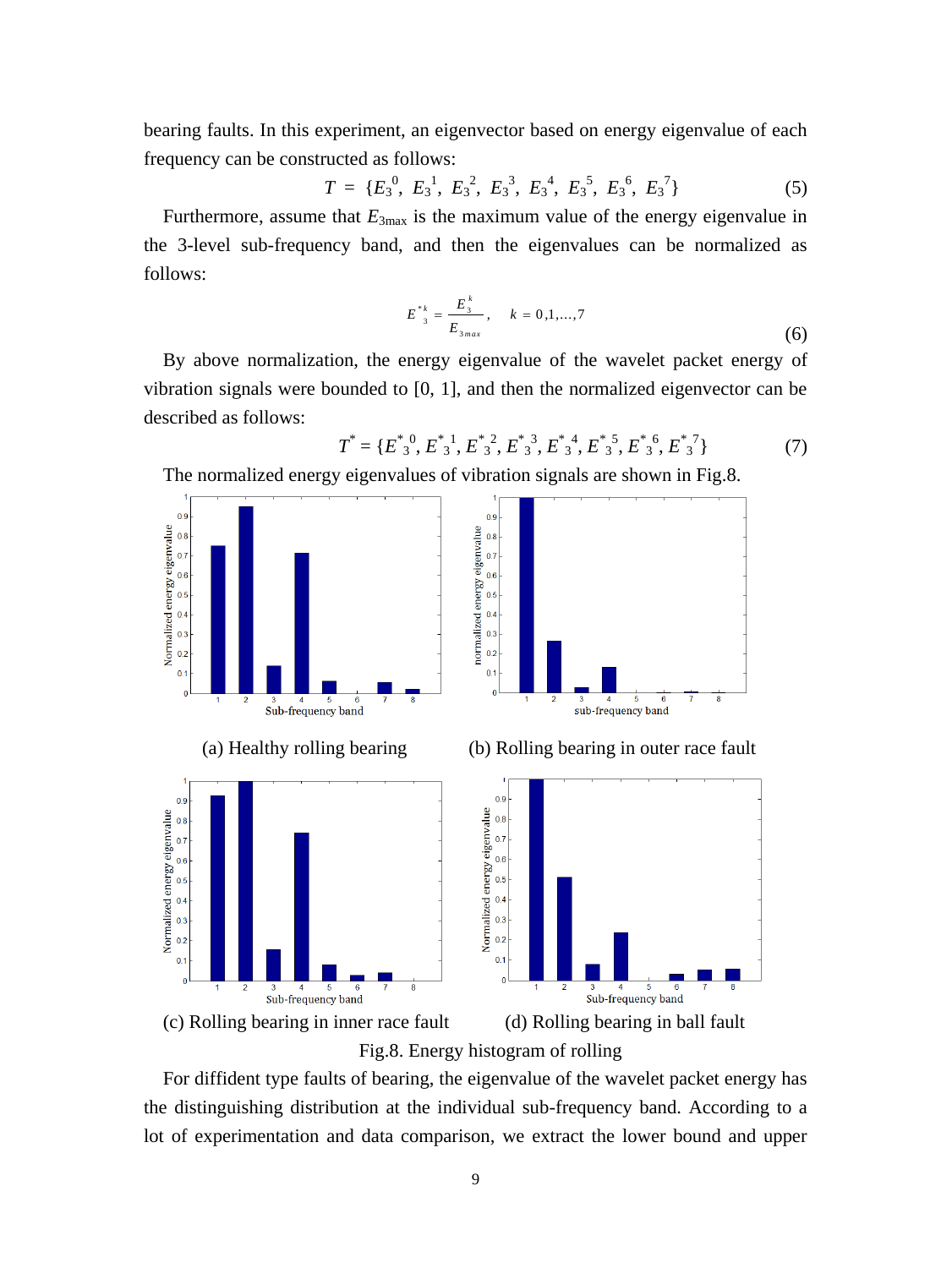bearing faults. In this experiment, an eigenvector based on energy eigenvalue of each frequency can be constructed as follows:

$$T = \{E_3^{\,0},\ E_3^{\,1},\ E_3^{\,2},\ E_3^{\,3},\ E_3^{\,4},\ E_3^{\,5},\ E_3^{\,6},\ E_3^{\,7}\} \tag{5}$$

Furthermore, assume that $E_{3\max}$ is the maximum value of the energy eigenvalue in the 3-level sub-frequency band, and then the eigenvalues can be normalized as follows:

$$E^{*k}_{3} = \frac{E_3^{\,k}}{E_{3max}}, \quad k = 0,1,\ldots,7 \tag{6}$$

By above normalization, the energy eigenvalue of the wavelet packet energy of vibration signals were bounded to [0, 1], and then the normalized eigenvector can be described as follows:

$$T^{*} = \{E^{*}{}_{3}^{0}, E^{*}{}_{3}^{1}, E^{*}{}_{3}^{2}, E^{*}{}_{3}^{3}, E^{*}{}_{3}^{4}, E^{*}{}_{3}^{5}, E^{*}{}_{3}^{6}, E^{*}{}_{3}^{7}\} \tag{7}$$

The normalized energy eigenvalues of vibration signals are shown in Fig.8.

(a) Healthy rolling bearing

(b) Rolling bearing in outer race fault

(c) Rolling bearing in inner race fault

(d) Rolling bearing in ball fault

Fig.8. Energy histogram of rolling

For diffident type faults of bearing, the eigenvalue of the wavelet packet energy has the distinguishing distribution at the individual sub-frequency band. According to a lot of experimentation and data comparison, we extract the lower bound and upper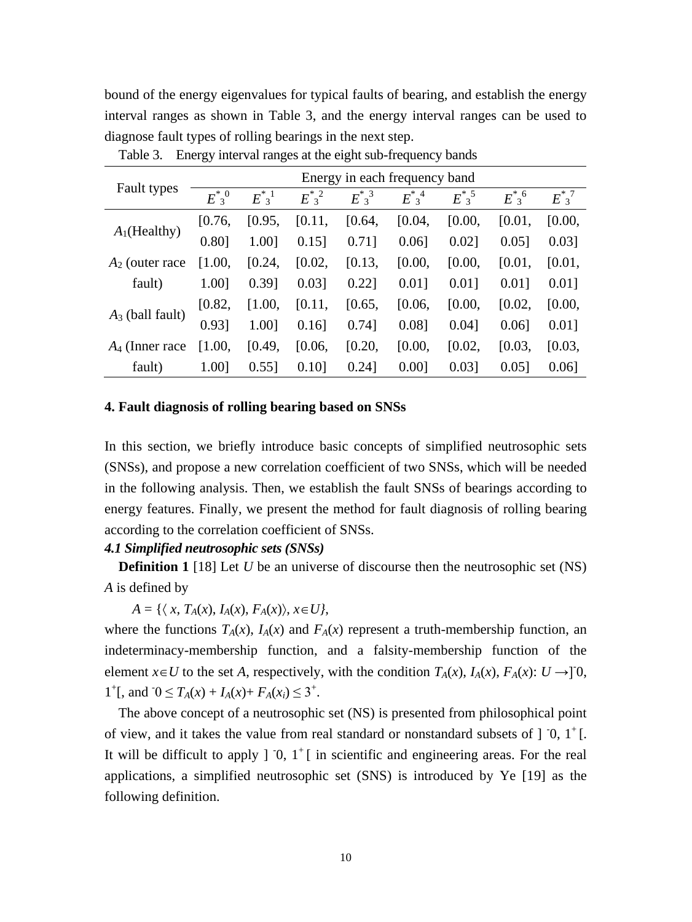bound of the energy eigenvalues for typical faults of bearing, and establish the energy interval ranges as shown in Table 3, and the energy interval ranges can be used to diagnose fault types of rolling bearings in the next step.

Table 3. Energy interval ranges at the eight sub-frequency bands

| Fault types | Energy in each frequency band | | | | | | | |
|---|---|---|---|---|---|---|---|---|
| | $E^{*}{}_{3}^{0}$ | $E^{*}{}_{3}^{1}$ | $E^{*}{}_{3}^{2}$ | $E^{*}{}_{3}^{3}$ | $E^{*}{}_{3}^{4}$ | $E^{*}{}_{3}^{5}$ | $E^{*}{}_{3}^{6}$ | $E^{*}{}_{3}^{7}$ |
| $A_1$(Healthy) | [0.76, 0.80] | [0.95, 1.00] | [0.11, 0.15] | [0.64, 0.71] | [0.04, 0.06] | [0.00, 0.02] | [0.01, 0.05] | [0.00, 0.03] |
| $A_2$ (outer race fault) | [1.00, 1.00] | [0.24, 0.39] | [0.02, 0.03] | [0.13, 0.22] | [0.00, 0.01] | [0.00, 0.01] | [0.01, 0.01] | [0.01, 0.01] |
| $A_3$ (ball fault) | [0.82, 0.93] | [1.00, 1.00] | [0.11, 0.16] | [0.65, 0.74] | [0.06, 0.08] | [0.00, 0.04] | [0.02, 0.06] | [0.00, 0.01] |
| $A_4$ (Inner race fault) | [1.00, 1.00] | [0.49, 0.55] | [0.06, 0.10] | [0.20, 0.24] | [0.00, 0.00] | [0.02, 0.03] | [0.03, 0.05] | [0.03, 0.06] |

## 4. Fault diagnosis of rolling bearing based on SNSs

In this section, we briefly introduce basic concepts of simplified neutrosophic sets (SNSs), and propose a new correlation coefficient of two SNSs, which will be needed in the following analysis. Then, we establish the fault SNSs of bearings according to energy features. Finally, we present the method for fault diagnosis of rolling bearing according to the correlation coefficient of SNSs.

### *4.1 Simplified neutrosophic sets (SNSs)*

**Definition 1** [18] Let $U$ be an universe of discourse then the neutrosophic set (NS) $A$ is defined by

$$A = \{\langle x, T_A(x), I_A(x), F_A(x)\rangle, x\in U\},$$

where the functions $T_A(x)$, $I_A(x)$ and $F_A(x)$ represent a truth-membership function, an indeterminacy-membership function, and a falsity-membership function of the element $x\in U$ to the set $A$, respectively, with the condition $T_A(x)$, $I_A(x)$, $F_A(x)$: $U \rightarrow ]^{-}0, 1^{+}[$, and $^{-}0 \leq T_A(x) + I_A(x)+ F_A(x_i) \leq 3^{+}$.

The above concept of a neutrosophic set (NS) is presented from philosophical point of view, and it takes the value from real standard or nonstandard subsets of $]^{-}0, 1^{+}[$. It will be difficult to apply $]^{-}0, 1^{+}[$ in scientific and engineering areas. For the real applications, a simplified neutrosophic set (SNS) is introduced by Ye [19] as the following definition.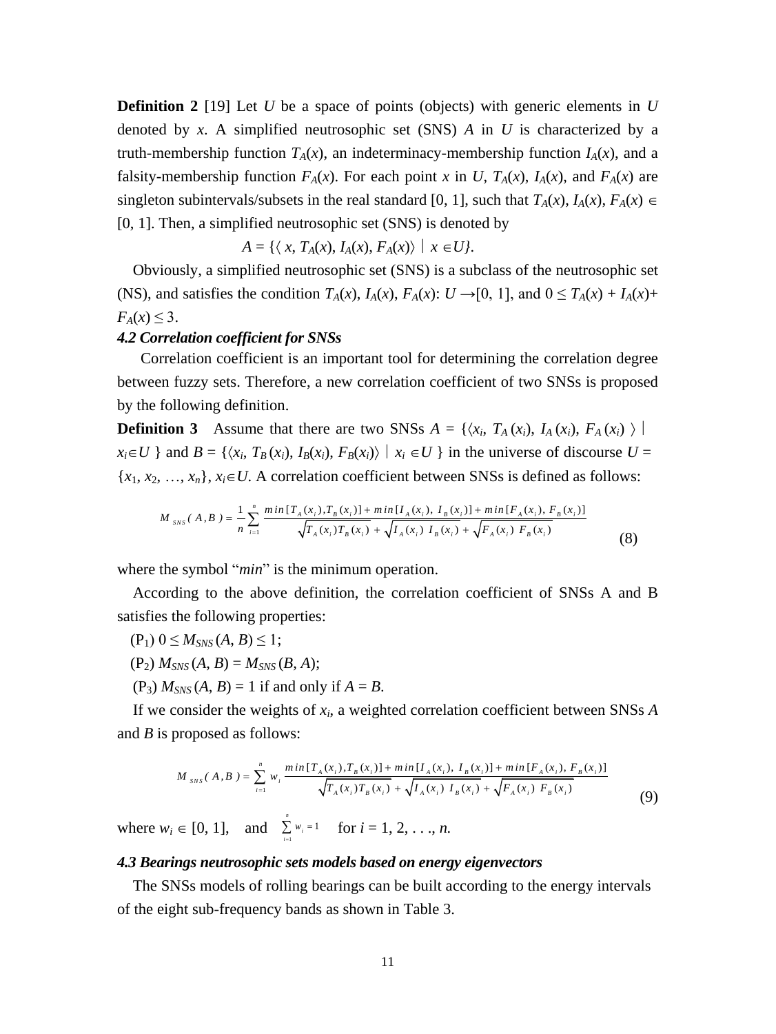**Definition 2** [19] Let $U$ be a space of points (objects) with generic elements in $U$ denoted by $x$. A simplified neutrosophic set (SNS) $A$ in $U$ is characterized by a truth-membership function $T_A(x)$, an indeterminacy-membership function $I_A(x)$, and a falsity-membership function $F_A(x)$. For each point $x$ in $U$, $T_A(x)$, $I_A(x)$, and $F_A(x)$ are singleton subintervals/subsets in the real standard [0, 1], such that $T_A(x)$, $I_A(x)$, $F_A(x) \in [0, 1]$. Then, a simplified neutrosophic set (SNS) is denoted by

$$A = \{\langle x, T_A(x), I_A(x), F_A(x)\rangle \mid x \in U\}.$$

Obviously, a simplified neutrosophic set (SNS) is a subclass of the neutrosophic set (NS), and satisfies the condition $T_A(x)$, $I_A(x)$, $F_A(x)$: $U \rightarrow [0, 1]$, and $0 \leq T_A(x) + I_A(x) + F_A(x) \leq 3$.

***4.2 Correlation coefficient for SNSs***

Correlation coefficient is an important tool for determining the correlation degree between fuzzy sets. Therefore, a new correlation coefficient of two SNSs is proposed by the following definition.

**Definition 3** Assume that there are two SNSs $A = \{\langle x_i, T_A(x_i), I_A(x_i), F_A(x_i)\rangle \mid x_i \in U\}$ and $B = \{\langle x_i, T_B(x_i), I_B(x_i), F_B(x_i)\rangle \mid x_i \in U\}$ in the universe of discourse $U = \{x_1, x_2, \ldots, x_n\}$, $x_i \in U$. A correlation coefficient between SNSs is defined as follows:

$$M_{SNS}(A,B) = \frac{1}{n}\sum_{i=1}^{n} \frac{min[T_A(x_i), T_B(x_i)] + min[I_A(x_i), I_B(x_i)] + min[F_A(x_i), F_B(x_i)]}{\sqrt{T_A(x_i)T_B(x_i)} + \sqrt{I_A(x_i)\, I_B(x_i)} + \sqrt{F_A(x_i)\, F_B(x_i)}} \tag{8}$$

where the symbol "*min*" is the minimum operation.

According to the above definition, the correlation coefficient of SNSs A and B satisfies the following properties:

($P_1$) $0 \leq M_{SNS}(A, B) \leq 1$;

($P_2$) $M_{SNS}(A, B) = M_{SNS}(B, A)$;

($P_3$) $M_{SNS}(A, B) = 1$ if and only if $A = B$.

If we consider the weights of $x_i$, a weighted correlation coefficient between SNSs $A$ and $B$ is proposed as follows:

$$M_{SNS}(A,B) = \sum_{i=1}^{n} w_i \frac{min[T_A(x_i), T_B(x_i)] + min[I_A(x_i), I_B(x_i)] + min[F_A(x_i), F_B(x_i)]}{\sqrt{T_A(x_i)T_B(x_i)} + \sqrt{I_A(x_i)\, I_B(x_i)} + \sqrt{F_A(x_i)\, F_B(x_i)}} \tag{9}$$

where $w_i \in [0, 1]$, and $\sum_{i=1}^{n} w_i = 1$ for $i = 1, 2, \ldots, n$.

***4.3 Bearings neutrosophic sets models based on energy eigenvectors***

The SNSs models of rolling bearings can be built according to the energy intervals of the eight sub-frequency bands as shown in Table 3.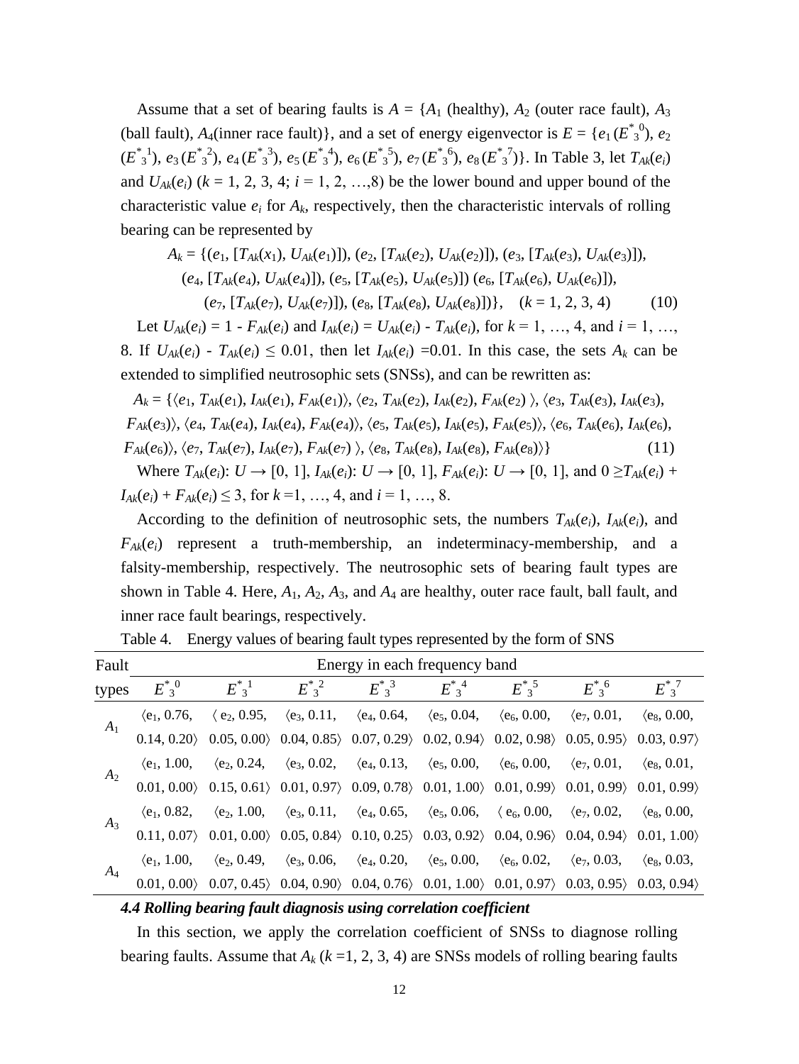Assume that a set of bearing faults is $A$ = {$A_1$ (healthy), $A_2$ (outer race fault), $A_3$ (ball fault), $A_4$(inner race fault)}, and a set of energy eigenvector is $E$ = {$e_1$ ($E^{*}{}_3^{0}$), $e_2$ ($E^{*}{}_3^{1}$), $e_3$ ($E^{*}{}_3^{2}$), $e_4$ ($E^{*}{}_3^{3}$), $e_5$ ($E^{*}{}_3^{4}$), $e_6$ ($E^{*}{}_3^{5}$), $e_7$ ($E^{*}{}_3^{6}$), $e_8$ ($E^{*}{}_3^{7}$)}. In Table 3, let $T_{Ak}(e_i)$ and $U_{Ak}(e_i)$ ($k$ = 1, 2, 3, 4; $i$ = 1, 2, …,8) be the lower bound and upper bound of the characteristic value $e_i$ for $A_k$, respectively, then the characteristic intervals of rolling bearing can be represented by

$$A_k = \{(e_1, [T_{Ak}(x_1), U_{Ak}(e_1)]), (e_2, [T_{Ak}(e_2), U_{Ak}(e_2)]), (e_3, [T_{Ak}(e_3), U_{Ak}(e_3)]), (e_4, [T_{Ak}(e_4), U_{Ak}(e_4)]), (e_5, [T_{Ak}(e_5), U_{Ak}(e_5)]) (e_6, [T_{Ak}(e_6), U_{Ak}(e_6)]), (e_7, [T_{Ak}(e_7), U_{Ak}(e_7)]), (e_8, [T_{Ak}(e_8), U_{Ak}(e_8)])\}, \quad (k = 1, 2, 3, 4) \tag{10}$$

Let $U_{Ak}(e_i) = 1 - F_{Ak}(e_i)$ and $I_{Ak}(e_i) = U_{Ak}(e_i) - T_{Ak}(e_i)$, for $k$ = 1, …, 4, and $i$ = 1, …, 8. If $U_{Ak}(e_i) - T_{Ak}(e_i) \leq 0.01$, then let $I_{Ak}(e_i)$ =0.01. In this case, the sets $A_k$ can be extended to simplified neutrosophic sets (SNSs), and can be rewritten as:

$$A_k = \{\langle e_1, T_{Ak}(e_1), I_{Ak}(e_1), F_{Ak}(e_1)\rangle, \langle e_2, T_{Ak}(e_2), I_{Ak}(e_2), F_{Ak}(e_2) \rangle, \langle e_3, T_{Ak}(e_3), I_{Ak}(e_3), F_{Ak}(e_3)\rangle, \langle e_4, T_{Ak}(e_4), I_{Ak}(e_4), F_{Ak}(e_4)\rangle, \langle e_5, T_{Ak}(e_5), I_{Ak}(e_5), F_{Ak}(e_5)\rangle, \langle e_6, T_{Ak}(e_6), I_{Ak}(e_6), F_{Ak}(e_6)\rangle, \langle e_7, T_{Ak}(e_7), I_{Ak}(e_7), F_{Ak}(e_7) \rangle, \langle e_8, T_{Ak}(e_8), I_{Ak}(e_8), F_{Ak}(e_8)\rangle\} \tag{11}$$

Where $T_{Ak}(e_i)$: $U \rightarrow [0, 1]$, $I_{Ak}(e_i)$: $U \rightarrow [0, 1]$, $F_{Ak}(e_i)$: $U \rightarrow [0, 1]$, and $0 \geq T_{Ak}(e_i) + I_{Ak}(e_i) + F_{Ak}(e_i) \leq 3$, for $k$ =1, …, 4, and $i$ = 1, …, 8.

According to the definition of neutrosophic sets, the numbers $T_{Ak}(e_i)$, $I_{Ak}(e_i)$, and $F_{Ak}(e_i)$ represent a truth-membership, an indeterminacy-membership, and a falsity-membership, respectively. The neutrosophic sets of bearing fault types are shown in Table 4. Here, $A_1$, $A_2$, $A_3$, and $A_4$ are healthy, outer race fault, ball fault, and inner race fault bearings, respectively.

Table 4. Energy values of bearing fault types represented by the form of SNS

| Fault types | Energy in each frequency band | | | | | | | |
|---|---|---|---|---|---|---|---|---|
| | $E^{*}{}_3^{0}$ | $E^{*}{}_3^{1}$ | $E^{*}{}_3^{2}$ | $E^{*}{}_3^{3}$ | $E^{*}{}_3^{4}$ | $E^{*}{}_3^{5}$ | $E^{*}{}_3^{6}$ | $E^{*}{}_3^{7}$ |
| $A_1$ | ⟨e1, 0.76, 0.14, 0.20⟩ | ⟨ e2, 0.95, 0.05, 0.00⟩ | ⟨e3, 0.11, 0.04, 0.85⟩ | ⟨e4, 0.64, 0.07, 0.29⟩ | ⟨e5, 0.04, 0.02, 0.94⟩ | ⟨e6, 0.00, 0.02, 0.98⟩ | ⟨e7, 0.01, 0.05, 0.95⟩ | ⟨e8, 0.00, 0.03, 0.97⟩ |
| $A_2$ | ⟨e1, 1.00, 0.01, 0.00⟩ | ⟨e2, 0.24, 0.15, 0.61⟩ | ⟨e3, 0.02, 0.01, 0.97⟩ | ⟨e4, 0.13, 0.09, 0.78⟩ | ⟨e5, 0.00, 0.01, 1.00⟩ | ⟨e6, 0.00, 0.01, 0.99⟩ | ⟨e7, 0.01, 0.01, 0.99⟩ | ⟨e8, 0.01, 0.01, 0.99⟩ |
| $A_3$ | ⟨e1, 0.82, 0.11, 0.07⟩ | ⟨e2, 1.00, 0.01, 0.00⟩ | ⟨e3, 0.11, 0.05, 0.84⟩ | ⟨e4, 0.65, 0.10, 0.25⟩ | ⟨e5, 0.06, 0.03, 0.92⟩ | ⟨ e6, 0.00, 0.04, 0.96⟩ | ⟨e7, 0.02, 0.04, 0.94⟩ | ⟨e8, 0.00, 0.01, 1.00⟩ |
| $A_4$ | ⟨e1, 1.00, 0.01, 0.00⟩ | ⟨e2, 0.49, 0.07, 0.45⟩ | ⟨e3, 0.06, 0.04, 0.90⟩ | ⟨e4, 0.20, 0.04, 0.76⟩ | ⟨e5, 0.00, 0.01, 1.00⟩ | ⟨e6, 0.02, 0.01, 0.97⟩ | ⟨e7, 0.03, 0.03, 0.95⟩ | ⟨e8, 0.03, 0.03, 0.94⟩ |

### *4.4 Rolling bearing fault diagnosis using correlation coefficient*

In this section, we apply the correlation coefficient of SNSs to diagnose rolling bearing faults. Assume that $A_k$ ($k$ =1, 2, 3, 4) are SNSs models of rolling bearing faults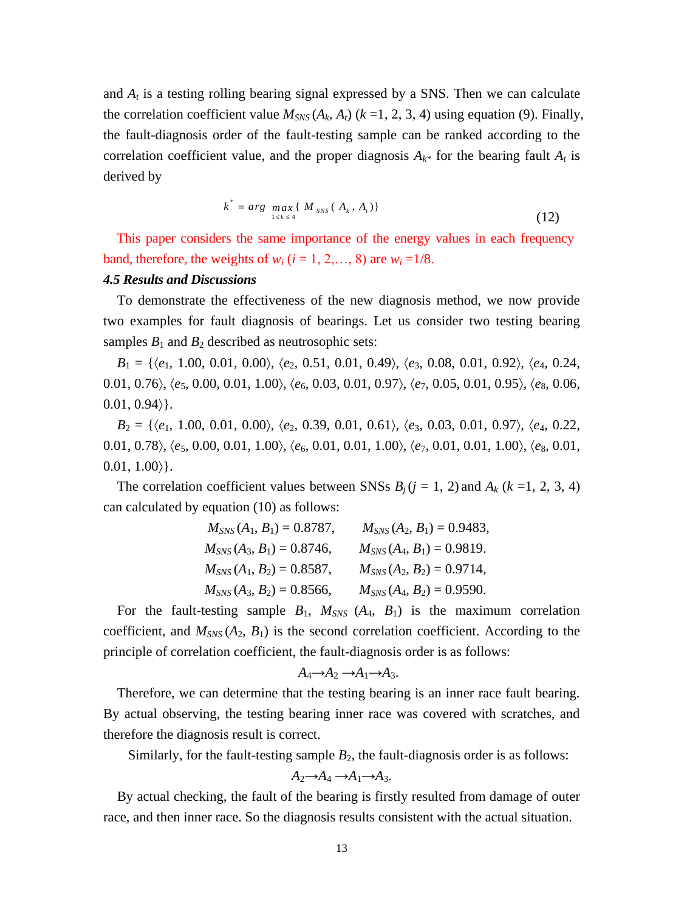and $A_t$ is a testing rolling bearing signal expressed by a SNS. Then we can calculate the correlation coefficient value $M_{SNS}(A_k, A_t)$ ($k$ =1, 2, 3, 4) using equation (9). Finally, the fault-diagnosis order of the fault-testing sample can be ranked according to the correlation coefficient value, and the proper diagnosis $A_{k^*}$ for the bearing fault $A_t$ is derived by

$$k^* = arg \max_{1 \le k \le 4} \{ M_{SNS}(A_k, A_t) \} \tag{12}$$

This paper considers the same importance of the energy values in each frequency band, therefore, the weights of $w_i$ ($i$ = 1, 2,…, 8) are $w_i$ =1/8.

### *4.5 Results and Discussions*

To demonstrate the effectiveness of the new diagnosis method, we now provide two examples for fault diagnosis of bearings. Let us consider two testing bearing samples $B_1$ and $B_2$ described as neutrosophic sets:

$B_1$ = {⟨$e_1$, 1.00, 0.01, 0.00⟩, ⟨$e_2$, 0.51, 0.01, 0.49⟩, ⟨$e_3$, 0.08, 0.01, 0.92⟩, ⟨$e_4$, 0.24, 0.01, 0.76⟩, ⟨$e_5$, 0.00, 0.01, 1.00⟩, ⟨$e_6$, 0.03, 0.01, 0.97⟩, ⟨$e_7$, 0.05, 0.01, 0.95⟩, ⟨$e_8$, 0.06, 0.01, 0.94⟩}.

$B_2$ = {⟨$e_1$, 1.00, 0.01, 0.00⟩, ⟨$e_2$, 0.39, 0.01, 0.61⟩, ⟨$e_3$, 0.03, 0.01, 0.97⟩, ⟨$e_4$, 0.22, 0.01, 0.78⟩, ⟨$e_5$, 0.00, 0.01, 1.00⟩, ⟨$e_6$, 0.01, 0.01, 1.00⟩, ⟨$e_7$, 0.01, 0.01, 1.00⟩, ⟨$e_8$, 0.01, 0.01, 1.00⟩}.

The correlation coefficient values between SNSs $B_j$ ($j$ = 1, 2) and $A_k$ ($k$ =1, 2, 3, 4) can calculated by equation (10) as follows:

$M_{SNS}(A_1, B_1)$ = 0.8787, $M_{SNS}(A_2, B_1)$ = 0.9483,
$M_{SNS}(A_3, B_1)$ = 0.8746, $M_{SNS}(A_4, B_1)$ = 0.9819.
$M_{SNS}(A_1, B_2)$ = 0.8587, $M_{SNS}(A_2, B_2)$ = 0.9714,
$M_{SNS}(A_3, B_2)$ = 0.8566, $M_{SNS}(A_4, B_2)$ = 0.9590.

For the fault-testing sample $B_1$, $M_{SNS}(A_4, B_1)$ is the maximum correlation coefficient, and $M_{SNS}(A_2, B_1)$ is the second correlation coefficient. According to the principle of correlation coefficient, the fault-diagnosis order is as follows:

$$A_4 \rightarrow A_2 \rightarrow A_1 \rightarrow A_3.$$

Therefore, we can determine that the testing bearing is an inner race fault bearing. By actual observing, the testing bearing inner race was covered with scratches, and therefore the diagnosis result is correct.

Similarly, for the fault-testing sample $B_2$, the fault-diagnosis order is as follows:

$$A_2 \rightarrow A_4 \rightarrow A_1 \rightarrow A_3.$$

By actual checking, the fault of the bearing is firstly resulted from damage of outer race, and then inner race. So the diagnosis results consistent with the actual situation.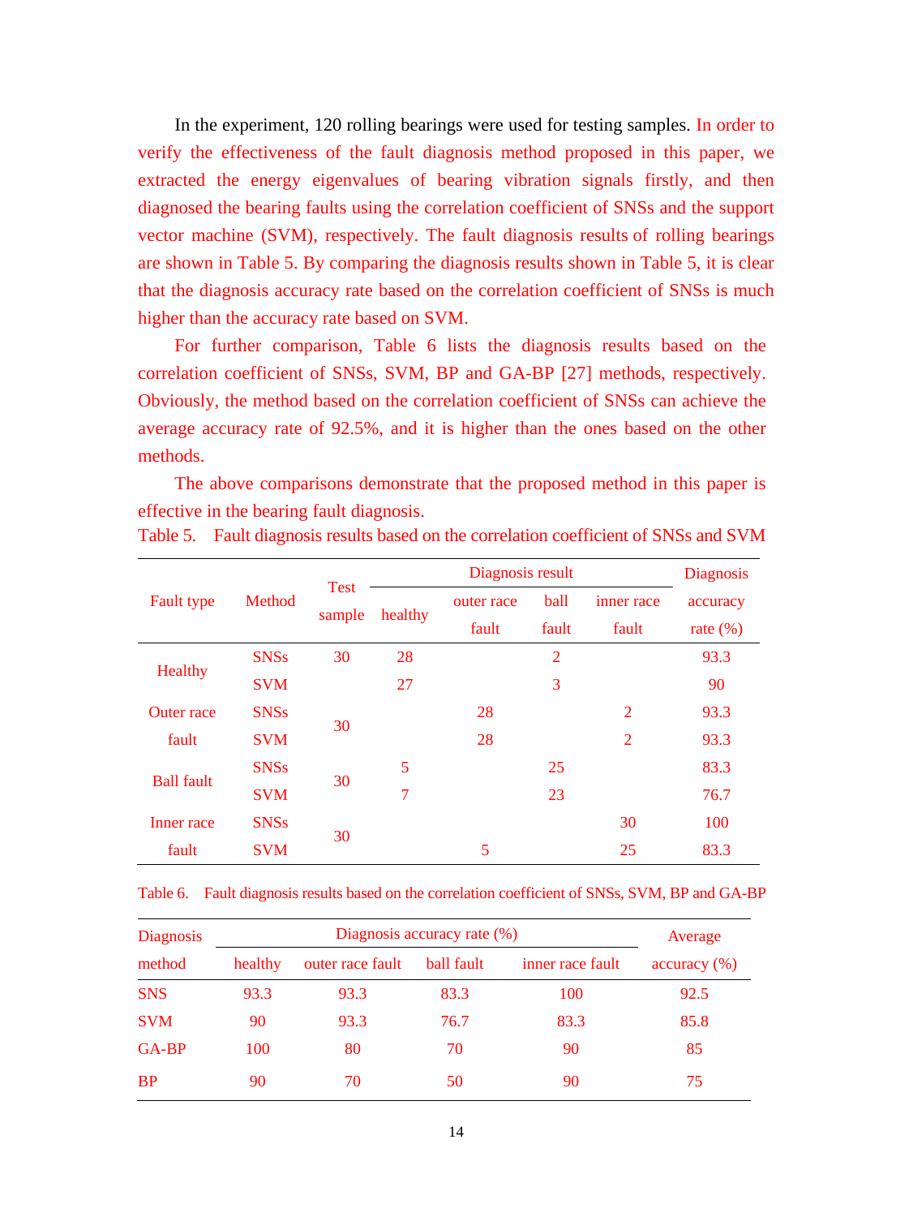In the experiment, 120 rolling bearings were used for testing samples. In order to verify the effectiveness of the fault diagnosis method proposed in this paper, we extracted the energy eigenvalues of bearing vibration signals firstly, and then diagnosed the bearing faults using the correlation coefficient of SNSs and the support vector machine (SVM), respectively. The fault diagnosis results of rolling bearings are shown in Table 5. By comparing the diagnosis results shown in Table 5, it is clear that the diagnosis accuracy rate based on the correlation coefficient of SNSs is much higher than the accuracy rate based on SVM.

For further comparison, Table 6 lists the diagnosis results based on the correlation coefficient of SNSs, SVM, BP and GA-BP [27] methods, respectively. Obviously, the method based on the correlation coefficient of SNSs can achieve the average accuracy rate of 92.5%, and it is higher than the ones based on the other methods.

The above comparisons demonstrate that the proposed method in this paper is effective in the bearing fault diagnosis.

Table 5. Fault diagnosis results based on the correlation coefficient of SNSs and SVM

| Fault type | Method | Test sample | Diagnosis result | | | | Diagnosis accuracy rate (%) |
|---|---|---|---|---|---|---|---|
| | | | healthy | outer race fault | ball fault | inner race fault | |
| Healthy | SNSs | 30 | 28 | | 2 | | 93.3 |
| | SVM | | 27 | | 3 | | 90 |
| Outer race fault | SNSs | 30 | | 28 | | 2 | 93.3 |
| | SVM | | | 28 | | 2 | 93.3 |
| Ball fault | SNSs | 30 | 5 | | 25 | | 83.3 |
| | SVM | | 7 | | 23 | | 76.7 |
| Inner race fault | SNSs | 30 | | | | 30 | 100 |
| | SVM | | | 5 | | 25 | 83.3 |

Table 6. Fault diagnosis results based on the correlation coefficient of SNSs, SVM, BP and GA-BP

| Diagnosis method | Diagnosis accuracy rate (%) | | | | Average accuracy (%) |
|---|---|---|---|---|---|
| | healthy | outer race fault | ball fault | inner race fault | |
| SNS | 93.3 | 93.3 | 83.3 | 100 | 92.5 |
| SVM | 90 | 93.3 | 76.7 | 83.3 | 85.8 |
| GA-BP | 100 | 80 | 70 | 90 | 85 |
| BP | 90 | 70 | 50 | 90 | 75 |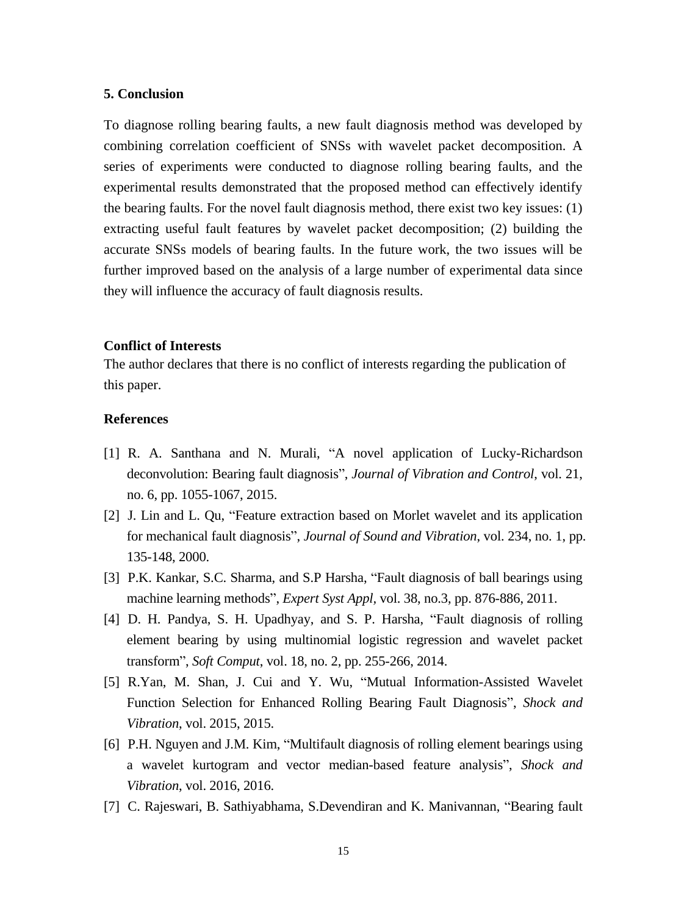## 5. Conclusion

To diagnose rolling bearing faults, a new fault diagnosis method was developed by combining correlation coefficient of SNSs with wavelet packet decomposition. A series of experiments were conducted to diagnose rolling bearing faults, and the experimental results demonstrated that the proposed method can effectively identify the bearing faults. For the novel fault diagnosis method, there exist two key issues: (1) extracting useful fault features by wavelet packet decomposition; (2) building the accurate SNSs models of bearing faults. In the future work, the two issues will be further improved based on the analysis of a large number of experimental data since they will influence the accuracy of fault diagnosis results.

**Conflict of Interests**

The author declares that there is no conflict of interests regarding the publication of this paper.

**References**

[1] R. A. Santhana and N. Murali, "A novel application of Lucky-Richardson deconvolution: Bearing fault diagnosis", *Journal of Vibration and Control*, vol. 21, no. 6, pp. 1055-1067, 2015.

[2] J. Lin and L. Qu, "Feature extraction based on Morlet wavelet and its application for mechanical fault diagnosis", *Journal of Sound and Vibration*, vol. 234, no. 1, pp. 135-148, 2000.

[3] P.K. Kankar, S.C. Sharma, and S.P Harsha, "Fault diagnosis of ball bearings using machine learning methods", *Expert Syst Appl*, vol. 38, no.3, pp. 876-886, 2011.

[4] D. H. Pandya, S. H. Upadhyay, and S. P. Harsha, "Fault diagnosis of rolling element bearing by using multinomial logistic regression and wavelet packet transform", *Soft Comput*, vol. 18, no. 2, pp. 255-266, 2014.

[5] R.Yan, M. Shan, J. Cui and Y. Wu, "Mutual Information-Assisted Wavelet Function Selection for Enhanced Rolling Bearing Fault Diagnosis", *Shock and Vibration*, vol. 2015, 2015.

[6] P.H. Nguyen and J.M. Kim, "Multifault diagnosis of rolling element bearings using a wavelet kurtogram and vector median-based feature analysis", *Shock and Vibration*, vol. 2016, 2016.

[7] C. Rajeswari, B. Sathiyabhama, S.Devendiran and K. Manivannan, "Bearing fault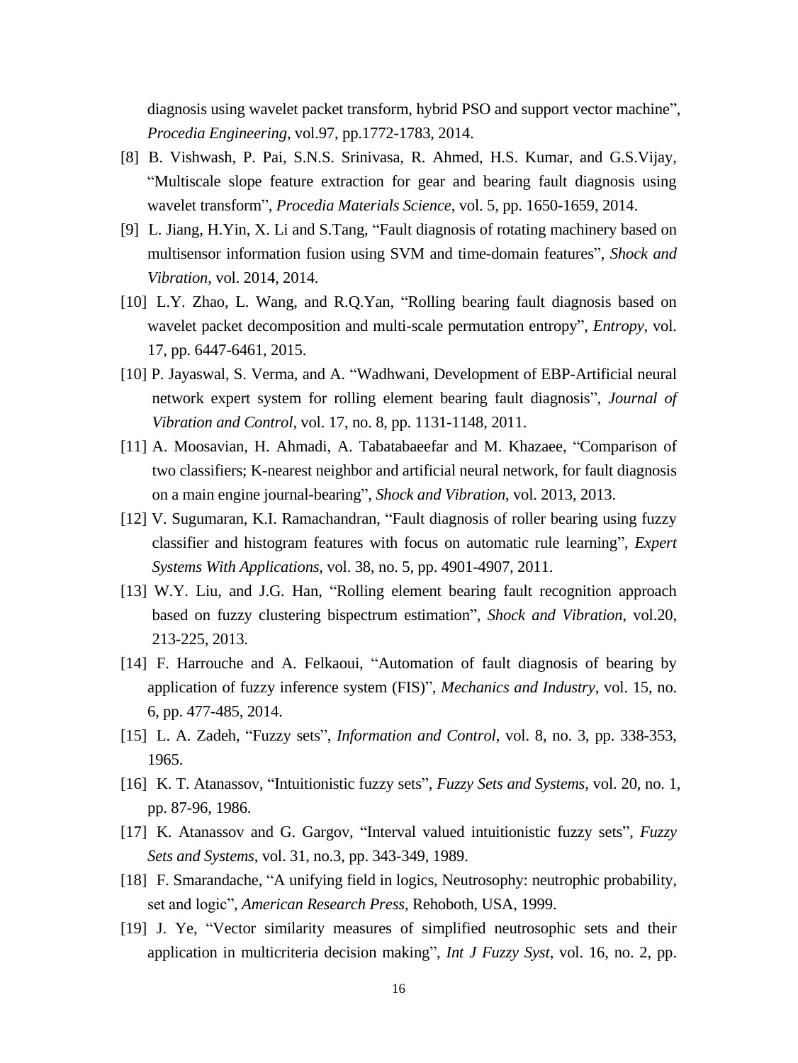diagnosis using wavelet packet transform, hybrid PSO and support vector machine", *Procedia Engineering*, vol.97, pp.1772-1783, 2014.

[8] B. Vishwash, P. Pai, S.N.S. Srinivasa, R. Ahmed, H.S. Kumar, and G.S.Vijay, "Multiscale slope feature extraction for gear and bearing fault diagnosis using wavelet transform", *Procedia Materials Science*, vol. 5, pp. 1650-1659, 2014.

[9] L. Jiang, H.Yin, X. Li and S.Tang, "Fault diagnosis of rotating machinery based on multisensor information fusion using SVM and time-domain features", *Shock and Vibration*, vol. 2014, 2014.

[10] L.Y. Zhao, L. Wang, and R.Q.Yan, "Rolling bearing fault diagnosis based on wavelet packet decomposition and multi-scale permutation entropy", *Entropy*, vol. 17, pp. 6447-6461, 2015.

[10] P. Jayaswal, S. Verma, and A. "Wadhwani, Development of EBP-Artificial neural network expert system for rolling element bearing fault diagnosis", *Journal of Vibration and Control*, vol. 17, no. 8, pp. 1131-1148, 2011.

[11] A. Moosavian, H. Ahmadi, A. Tabatabaeefar and M. Khazaee, "Comparison of two classifiers; K-nearest neighbor and artificial neural network, for fault diagnosis on a main engine journal-bearing", *Shock and Vibration*, vol. 2013, 2013.

[12] V. Sugumaran, K.I. Ramachandran, "Fault diagnosis of roller bearing using fuzzy classifier and histogram features with focus on automatic rule learning", *Expert Systems With Applications*, vol. 38, no. 5, pp. 4901-4907, 2011.

[13] W.Y. Liu, and J.G. Han, "Rolling element bearing fault recognition approach based on fuzzy clustering bispectrum estimation", *Shock and Vibration*, vol.20, 213-225, 2013.

[14] F. Harrouche and A. Felkaoui, "Automation of fault diagnosis of bearing by application of fuzzy inference system (FIS)", *Mechanics and Industry*, vol. 15, no. 6, pp. 477-485, 2014.

[15] L. A. Zadeh, "Fuzzy sets", *Information and Control*, vol. 8, no. 3, pp. 338-353, 1965.

[16] K. T. Atanassov, "Intuitionistic fuzzy sets", *Fuzzy Sets and Systems*, vol. 20, no. 1, pp. 87-96, 1986.

[17] K. Atanassov and G. Gargov, "Interval valued intuitionistic fuzzy sets", *Fuzzy Sets and Systems*, vol. 31, no.3, pp. 343-349, 1989.

[18] F. Smarandache, "A unifying field in logics, Neutrosophy: neutrophic probability, set and logic", *American Research Press*, Rehoboth, USA, 1999.

[19] J. Ye, "Vector similarity measures of simplified neutrosophic sets and their application in multicriteria decision making", *Int J Fuzzy Syst*, vol. 16, no. 2, pp.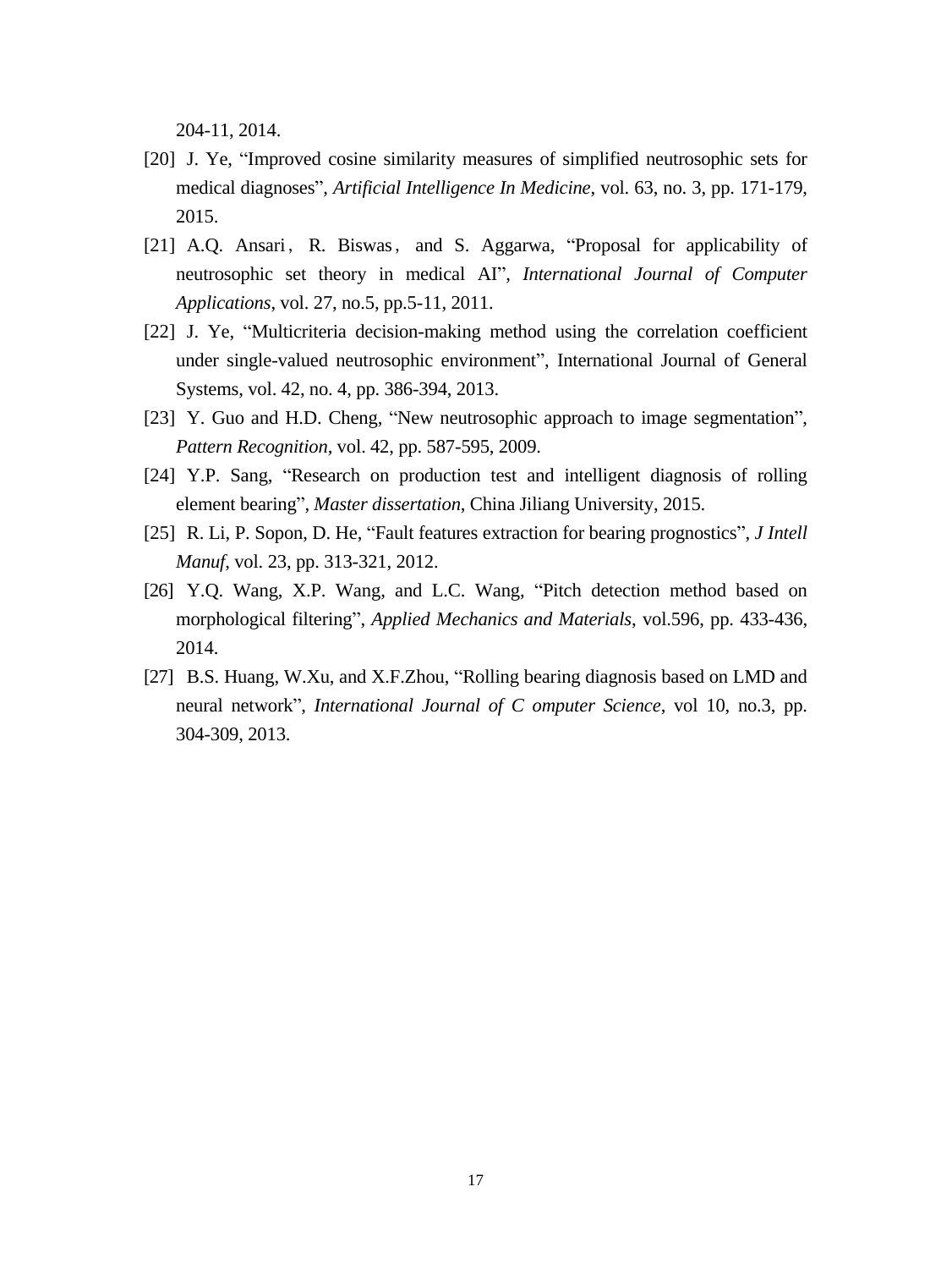204-11, 2014.

[20] J. Ye, “Improved cosine similarity measures of simplified neutrosophic sets for medical diagnoses”, *Artificial Intelligence In Medicine*, vol. 63, no. 3, pp. 171-179, 2015.

[21] A.Q. Ansari, R. Biswas, and S. Aggarwa, “Proposal for applicability of neutrosophic set theory in medical AI”, *International Journal of Computer Applications*, vol. 27, no.5, pp.5-11, 2011.

[22] J. Ye, “Multicriteria decision-making method using the correlation coefficient under single-valued neutrosophic environment”, International Journal of General Systems, vol. 42, no. 4, pp. 386-394, 2013.

[23] Y. Guo and H.D. Cheng, “New neutrosophic approach to image segmentation”, *Pattern Recognition*, vol. 42, pp. 587-595, 2009.

[24] Y.P. Sang, “Research on production test and intelligent diagnosis of rolling element bearing”, *Master dissertation*, China Jiliang University, 2015.

[25] R. Li, P. Sopon, D. He, “Fault features extraction for bearing prognostics”, *J Intell Manuf*, vol. 23, pp. 313-321, 2012.

[26] Y.Q. Wang, X.P. Wang, and L.C. Wang, “Pitch detection method based on morphological filtering”, *Applied Mechanics and Materials*, vol.596, pp. 433-436, 2014.

[27] B.S. Huang, W.Xu, and X.F.Zhou, “Rolling bearing diagnosis based on LMD and neural network”, *International Journal of C omputer Science*, vol 10, no.3, pp. 304-309, 2013.